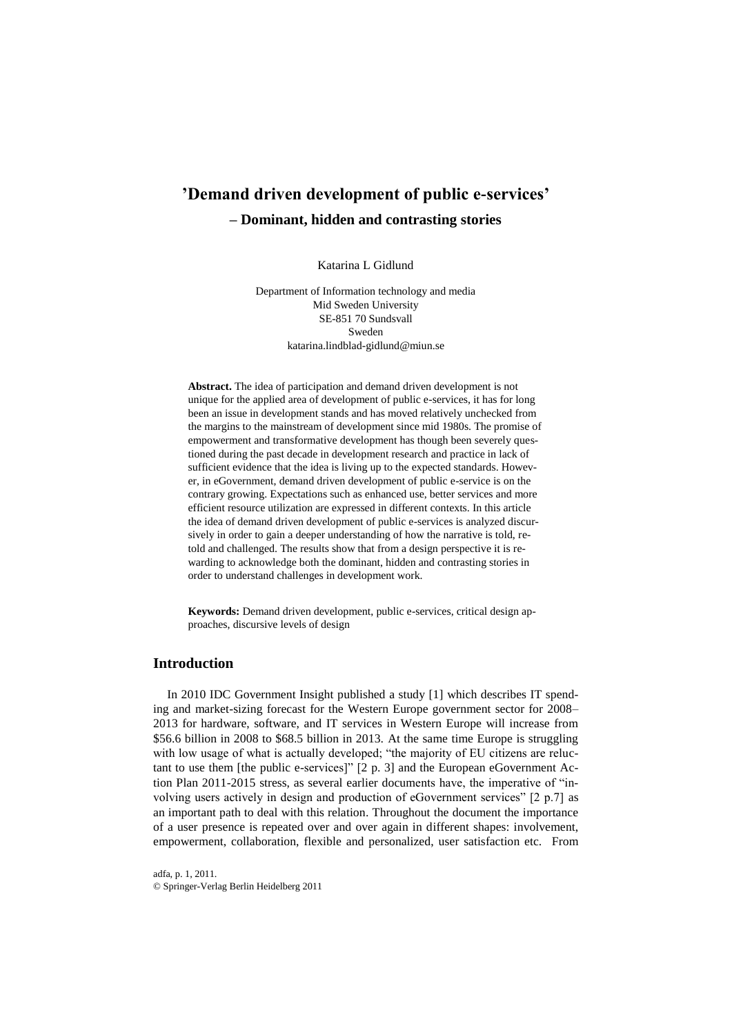# 'Demand driven development of public e-services'

## – Dominant, hidden and contrasting stories

Katarina L Gidlund

Department of Information technology and media
Mid Sweden University
SE-851 70 Sundsvall
Sweden
katarina.lindblad-gidlund@miun.se

**Abstract.** The idea of participation and demand driven development is not unique for the applied area of development of public e-services, it has for long been an issue in development stands and has moved relatively unchecked from the margins to the mainstream of development since mid 1980s. The promise of empowerment and transformative development has though been severely questioned during the past decade in development research and practice in lack of sufficient evidence that the idea is living up to the expected standards. However, in eGovernment, demand driven development of public e-service is on the contrary growing. Expectations such as enhanced use, better services and more efficient resource utilization are expressed in different contexts. In this article the idea of demand driven development of public e-services is analyzed discursively in order to gain a deeper understanding of how the narrative is told, retold and challenged. The results show that from a design perspective it is rewarding to acknowledge both the dominant, hidden and contrasting stories in order to understand challenges in development work.

**Keywords:** Demand driven development, public e-services, critical design approaches, discursive levels of design

## Introduction

In 2010 IDC Government Insight published a study [1] which describes IT spending and market-sizing forecast for the Western Europe government sector for 2008–2013 for hardware, software, and IT services in Western Europe will increase from \$56.6 billion in 2008 to \$68.5 billion in 2013. At the same time Europe is struggling with low usage of what is actually developed; "the majority of EU citizens are reluctant to use them [the public e-services]" [2 p. 3] and the European eGovernment Action Plan 2011-2015 stress, as several earlier documents have, the imperative of "involving users actively in design and production of eGovernment services" [2 p.7] as an important path to deal with this relation. Throughout the document the importance of a user presence is repeated over and over again in different shapes: involvement, empowerment, collaboration, flexible and personalized, user satisfaction etc. From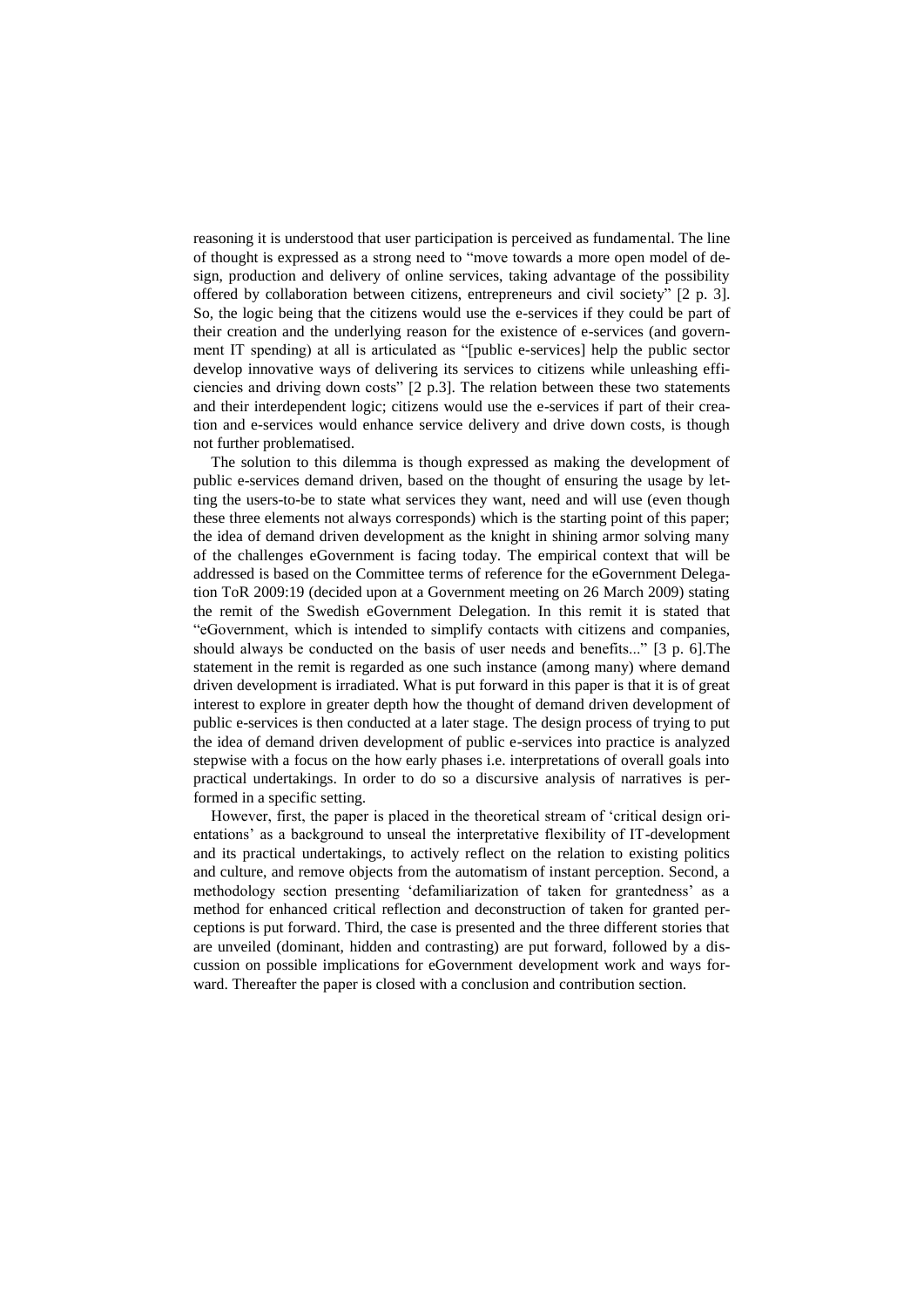reasoning it is understood that user participation is perceived as fundamental. The line of thought is expressed as a strong need to "move towards a more open model of design, production and delivery of online services, taking advantage of the possibility offered by collaboration between citizens, entrepreneurs and civil society" [2 p. 3]. So, the logic being that the citizens would use the e-services if they could be part of their creation and the underlying reason for the existence of e-services (and government IT spending) at all is articulated as "[public e-services] help the public sector develop innovative ways of delivering its services to citizens while unleashing efficiencies and driving down costs" [2 p.3]. The relation between these two statements and their interdependent logic; citizens would use the e-services if part of their creation and e-services would enhance service delivery and drive down costs, is though not further problematised.

The solution to this dilemma is though expressed as making the development of public e-services demand driven, based on the thought of ensuring the usage by letting the users-to-be to state what services they want, need and will use (even though these three elements not always corresponds) which is the starting point of this paper; the idea of demand driven development as the knight in shining armor solving many of the challenges eGovernment is facing today. The empirical context that will be addressed is based on the Committee terms of reference for the eGovernment Delegation ToR 2009:19 (decided upon at a Government meeting on 26 March 2009) stating the remit of the Swedish eGovernment Delegation. In this remit it is stated that "eGovernment, which is intended to simplify contacts with citizens and companies, should always be conducted on the basis of user needs and benefits..." [3 p. 6].The statement in the remit is regarded as one such instance (among many) where demand driven development is irradiated. What is put forward in this paper is that it is of great interest to explore in greater depth how the thought of demand driven development of public e-services is then conducted at a later stage. The design process of trying to put the idea of demand driven development of public e-services into practice is analyzed stepwise with a focus on the how early phases i.e. interpretations of overall goals into practical undertakings. In order to do so a discursive analysis of narratives is performed in a specific setting.

However, first, the paper is placed in the theoretical stream of 'critical design orientations' as a background to unseal the interpretative flexibility of IT-development and its practical undertakings, to actively reflect on the relation to existing politics and culture, and remove objects from the automatism of instant perception. Second, a methodology section presenting 'defamiliarization of taken for grantedness' as a method for enhanced critical reflection and deconstruction of taken for granted perceptions is put forward. Third, the case is presented and the three different stories that are unveiled (dominant, hidden and contrasting) are put forward, followed by a discussion on possible implications for eGovernment development work and ways forward. Thereafter the paper is closed with a conclusion and contribution section.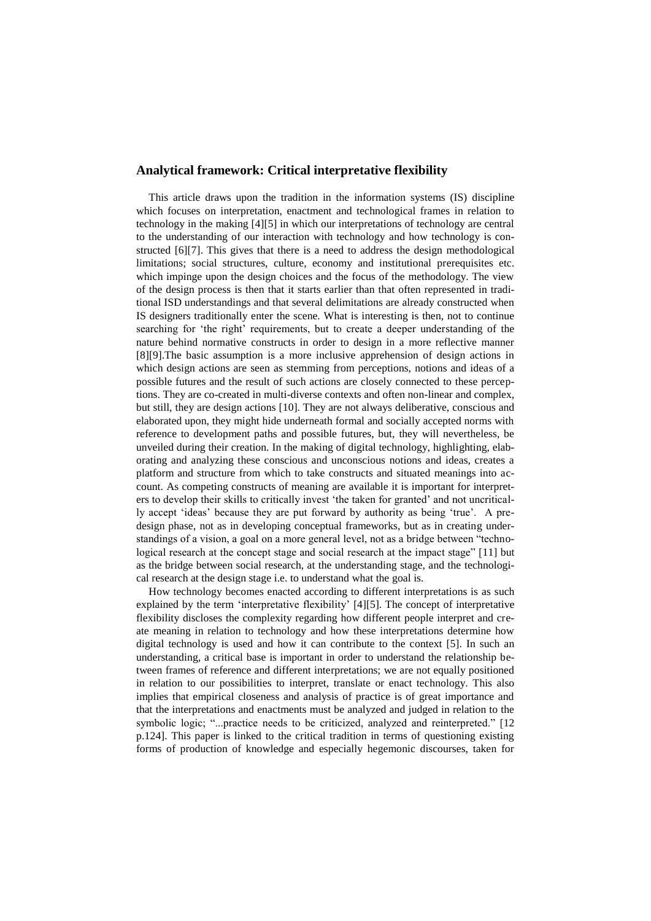## Analytical framework: Critical interpretative flexibility

This article draws upon the tradition in the information systems (IS) discipline which focuses on interpretation, enactment and technological frames in relation to technology in the making [4][5] in which our interpretations of technology are central to the understanding of our interaction with technology and how technology is constructed [6][7]. This gives that there is a need to address the design methodological limitations; social structures, culture, economy and institutional prerequisites etc. which impinge upon the design choices and the focus of the methodology. The view of the design process is then that it starts earlier than that often represented in traditional ISD understandings and that several delimitations are already constructed when IS designers traditionally enter the scene. What is interesting is then, not to continue searching for 'the right' requirements, but to create a deeper understanding of the nature behind normative constructs in order to design in a more reflective manner [8][9].The basic assumption is a more inclusive apprehension of design actions in which design actions are seen as stemming from perceptions, notions and ideas of a possible futures and the result of such actions are closely connected to these perceptions. They are co-created in multi-diverse contexts and often non-linear and complex, but still, they are design actions [10]. They are not always deliberative, conscious and elaborated upon, they might hide underneath formal and socially accepted norms with reference to development paths and possible futures, but, they will nevertheless, be unveiled during their creation. In the making of digital technology, highlighting, elaborating and analyzing these conscious and unconscious notions and ideas, creates a platform and structure from which to take constructs and situated meanings into account. As competing constructs of meaning are available it is important for interpreters to develop their skills to critically invest 'the taken for granted' and not uncritically accept 'ideas' because they are put forward by authority as being 'true'. A pre-design phase, not as in developing conceptual frameworks, but as in creating understandings of a vision, a goal on a more general level, not as a bridge between "technological research at the concept stage and social research at the impact stage" [11] but as the bridge between social research, at the understanding stage, and the technological research at the design stage i.e. to understand what the goal is.

How technology becomes enacted according to different interpretations is as such explained by the term 'interpretative flexibility' [4][5]. The concept of interpretative flexibility discloses the complexity regarding how different people interpret and create meaning in relation to technology and how these interpretations determine how digital technology is used and how it can contribute to the context [5]. In such an understanding, a critical base is important in order to understand the relationship between frames of reference and different interpretations; we are not equally positioned in relation to our possibilities to interpret, translate or enact technology. This also implies that empirical closeness and analysis of practice is of great importance and that the interpretations and enactments must be analyzed and judged in relation to the symbolic logic; "...practice needs to be criticized, analyzed and reinterpreted." [12 p.124]. This paper is linked to the critical tradition in terms of questioning existing forms of production of knowledge and especially hegemonic discourses, taken for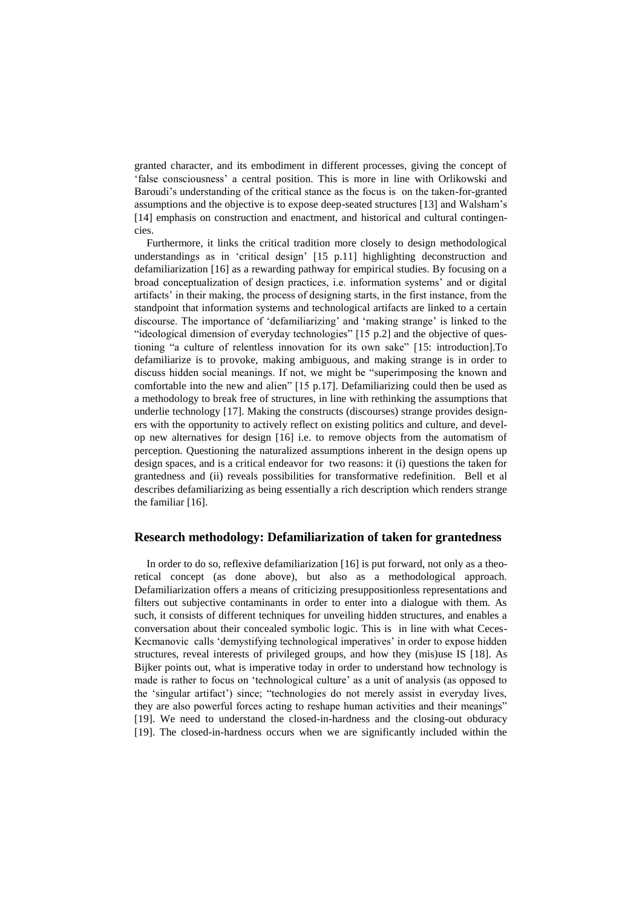granted character, and its embodiment in different processes, giving the concept of 'false consciousness' a central position. This is more in line with Orlikowski and Baroudi's understanding of the critical stance as the focus is on the taken-for-granted assumptions and the objective is to expose deep-seated structures [13] and Walsham's [14] emphasis on construction and enactment, and historical and cultural contingencies.

Furthermore, it links the critical tradition more closely to design methodological understandings as in 'critical design' [15 p.11] highlighting deconstruction and defamiliarization [16] as a rewarding pathway for empirical studies. By focusing on a broad conceptualization of design practices, i.e. information systems' and or digital artifacts' in their making, the process of designing starts, in the first instance, from the standpoint that information systems and technological artifacts are linked to a certain discourse. The importance of 'defamiliarizing' and 'making strange' is linked to the "ideological dimension of everyday technologies" [15 p.2] and the objective of questioning "a culture of relentless innovation for its own sake" [15: introduction].To defamiliarize is to provoke, making ambiguous, and making strange is in order to discuss hidden social meanings. If not, we might be "superimposing the known and comfortable into the new and alien" [15 p.17]. Defamiliarizing could then be used as a methodology to break free of structures, in line with rethinking the assumptions that underlie technology [17]. Making the constructs (discourses) strange provides designers with the opportunity to actively reflect on existing politics and culture, and develop new alternatives for design [16] i.e. to remove objects from the automatism of perception. Questioning the naturalized assumptions inherent in the design opens up design spaces, and is a critical endeavor for two reasons: it (i) questions the taken for grantedness and (ii) reveals possibilities for transformative redefinition. Bell et al describes defamiliarizing as being essentially a rich description which renders strange the familiar [16].

## Research methodology: Defamiliarization of taken for grantedness

In order to do so, reflexive defamiliarization [16] is put forward, not only as a theoretical concept (as done above), but also as a methodological approach. Defamiliarization offers a means of criticizing presuppositionless representations and filters out subjective contaminants in order to enter into a dialogue with them. As such, it consists of different techniques for unveiling hidden structures, and enables a conversation about their concealed symbolic logic. This is in line with what Ceces-Kecmanovic calls 'demystifying technological imperatives' in order to expose hidden structures, reveal interests of privileged groups, and how they (mis)use IS [18]. As Bijker points out, what is imperative today in order to understand how technology is made is rather to focus on 'technological culture' as a unit of analysis (as opposed to the 'singular artifact') since; "technologies do not merely assist in everyday lives, they are also powerful forces acting to reshape human activities and their meanings" [19]. We need to understand the closed-in-hardness and the closing-out obduracy [19]. The closed-in-hardness occurs when we are significantly included within the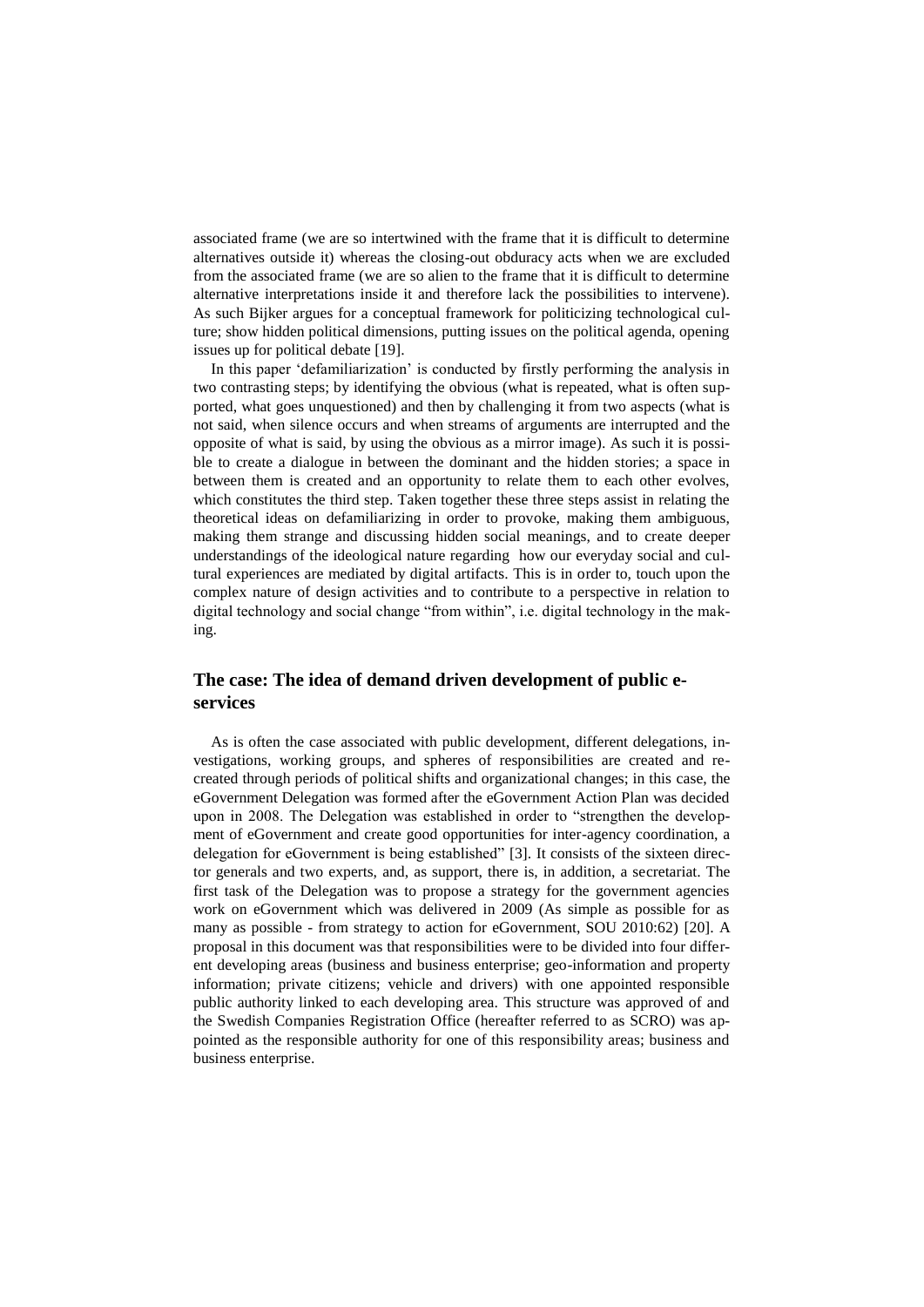associated frame (we are so intertwined with the frame that it is difficult to determine alternatives outside it) whereas the closing-out obduracy acts when we are excluded from the associated frame (we are so alien to the frame that it is difficult to determine alternative interpretations inside it and therefore lack the possibilities to intervene). As such Bijker argues for a conceptual framework for politicizing technological culture; show hidden political dimensions, putting issues on the political agenda, opening issues up for political debate [19].

In this paper 'defamiliarization' is conducted by firstly performing the analysis in two contrasting steps; by identifying the obvious (what is repeated, what is often supported, what goes unquestioned) and then by challenging it from two aspects (what is not said, when silence occurs and when streams of arguments are interrupted and the opposite of what is said, by using the obvious as a mirror image). As such it is possible to create a dialogue in between the dominant and the hidden stories; a space in between them is created and an opportunity to relate them to each other evolves, which constitutes the third step. Taken together these three steps assist in relating the theoretical ideas on defamiliarizing in order to provoke, making them ambiguous, making them strange and discussing hidden social meanings, and to create deeper understandings of the ideological nature regarding how our everyday social and cultural experiences are mediated by digital artifacts. This is in order to, touch upon the complex nature of design activities and to contribute to a perspective in relation to digital technology and social change "from within", i.e. digital technology in the making.

## The case: The idea of demand driven development of public e-services

As is often the case associated with public development, different delegations, investigations, working groups, and spheres of responsibilities are created and re-created through periods of political shifts and organizational changes; in this case, the eGovernment Delegation was formed after the eGovernment Action Plan was decided upon in 2008. The Delegation was established in order to "strengthen the development of eGovernment and create good opportunities for inter-agency coordination, a delegation for eGovernment is being established" [3]. It consists of the sixteen director generals and two experts, and, as support, there is, in addition, a secretariat. The first task of the Delegation was to propose a strategy for the government agencies work on eGovernment which was delivered in 2009 (As simple as possible for as many as possible - from strategy to action for eGovernment, SOU 2010:62) [20]. A proposal in this document was that responsibilities were to be divided into four different developing areas (business and business enterprise; geo-information and property information; private citizens; vehicle and drivers) with one appointed responsible public authority linked to each developing area. This structure was approved of and the Swedish Companies Registration Office (hereafter referred to as SCRO) was appointed as the responsible authority for one of this responsibility areas; business and business enterprise.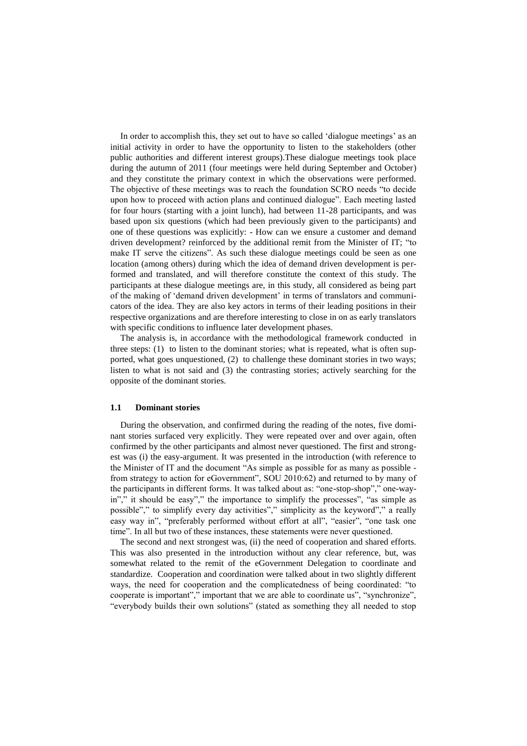In order to accomplish this, they set out to have so called 'dialogue meetings' as an initial activity in order to have the opportunity to listen to the stakeholders (other public authorities and different interest groups).These dialogue meetings took place during the autumn of 2011 (four meetings were held during September and October) and they constitute the primary context in which the observations were performed. The objective of these meetings was to reach the foundation SCRO needs "to decide upon how to proceed with action plans and continued dialogue". Each meeting lasted for four hours (starting with a joint lunch), had between 11-28 participants, and was based upon six questions (which had been previously given to the participants) and one of these questions was explicitly: - How can we ensure a customer and demand driven development? reinforced by the additional remit from the Minister of IT; "to make IT serve the citizens". As such these dialogue meetings could be seen as one location (among others) during which the idea of demand driven development is performed and translated, and will therefore constitute the context of this study. The participants at these dialogue meetings are, in this study, all considered as being part of the making of 'demand driven development' in terms of translators and communicators of the idea. They are also key actors in terms of their leading positions in their respective organizations and are therefore interesting to close in on as early translators with specific conditions to influence later development phases.

The analysis is, in accordance with the methodological framework conducted in three steps: (1) to listen to the dominant stories; what is repeated, what is often supported, what goes unquestioned, (2) to challenge these dominant stories in two ways; listen to what is not said and (3) the contrasting stories; actively searching for the opposite of the dominant stories.

### 1.1 Dominant stories

During the observation, and confirmed during the reading of the notes, five dominant stories surfaced very explicitly. They were repeated over and over again, often confirmed by the other participants and almost never questioned. The first and strongest was (i) the easy-argument. It was presented in the introduction (with reference to the Minister of IT and the document "As simple as possible for as many as possible - from strategy to action for eGovernment", SOU 2010:62) and returned to by many of the participants in different forms. It was talked about as: "one-stop-shop"," one-way-in"," it should be easy"," the importance to simplify the processes", "as simple as possible"," to simplify every day activities"," simplicity as the keyword"," a really easy way in", "preferably performed without effort at all", "easier", "one task one time". In all but two of these instances, these statements were never questioned.

The second and next strongest was, (ii) the need of cooperation and shared efforts. This was also presented in the introduction without any clear reference, but, was somewhat related to the remit of the eGovernment Delegation to coordinate and standardize. Cooperation and coordination were talked about in two slightly different ways, the need for cooperation and the complicatedness of being coordinated: "to cooperate is important"," important that we are able to coordinate us", "synchronize", "everybody builds their own solutions" (stated as something they all needed to stop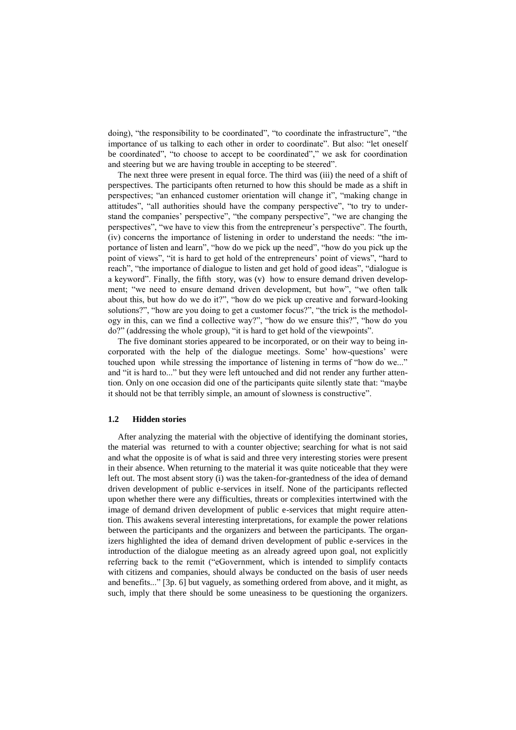doing), "the responsibility to be coordinated", "to coordinate the infrastructure", "the importance of us talking to each other in order to coordinate". But also: "let oneself be coordinated", "to choose to accept to be coordinated"," we ask for coordination and steering but we are having trouble in accepting to be steered".

The next three were present in equal force. The third was (iii) the need of a shift of perspectives. The participants often returned to how this should be made as a shift in perspectives; "an enhanced customer orientation will change it", "making change in attitudes", "all authorities should have the company perspective", "to try to understand the companies' perspective", "the company perspective", "we are changing the perspectives", "we have to view this from the entrepreneur's perspective". The fourth, (iv) concerns the importance of listening in order to understand the needs: "the importance of listen and learn", "how do we pick up the need", "how do you pick up the point of views", "it is hard to get hold of the entrepreneurs' point of views", "hard to reach", "the importance of dialogue to listen and get hold of good ideas", "dialogue is a keyword". Finally, the fifth story, was (v) how to ensure demand driven development; "we need to ensure demand driven development, but how", "we often talk about this, but how do we do it?", "how do we pick up creative and forward-looking solutions?", "how are you doing to get a customer focus?", "the trick is the methodology in this, can we find a collective way?", "how do we ensure this?", "how do you do?" (addressing the whole group), "it is hard to get hold of the viewpoints".

The five dominant stories appeared to be incorporated, or on their way to being incorporated with the help of the dialogue meetings. Some' how-questions' were touched upon while stressing the importance of listening in terms of "how do we..." and "it is hard to..." but they were left untouched and did not render any further attention. Only on one occasion did one of the participants quite silently state that: "maybe it should not be that terribly simple, an amount of slowness is constructive".

### 1.2 Hidden stories

After analyzing the material with the objective of identifying the dominant stories, the material was returned to with a counter objective; searching for what is not said and what the opposite is of what is said and three very interesting stories were present in their absence. When returning to the material it was quite noticeable that they were left out. The most absent story (i) was the taken-for-grantedness of the idea of demand driven development of public e-services in itself. None of the participants reflected upon whether there were any difficulties, threats or complexities intertwined with the image of demand driven development of public e-services that might require attention. This awakens several interesting interpretations, for example the power relations between the participants and the organizers and between the participants. The organizers highlighted the idea of demand driven development of public e-services in the introduction of the dialogue meeting as an already agreed upon goal, not explicitly referring back to the remit ("eGovernment, which is intended to simplify contacts with citizens and companies, should always be conducted on the basis of user needs and benefits..." [3p. 6] but vaguely, as something ordered from above, and it might, as such, imply that there should be some uneasiness to be questioning the organizers.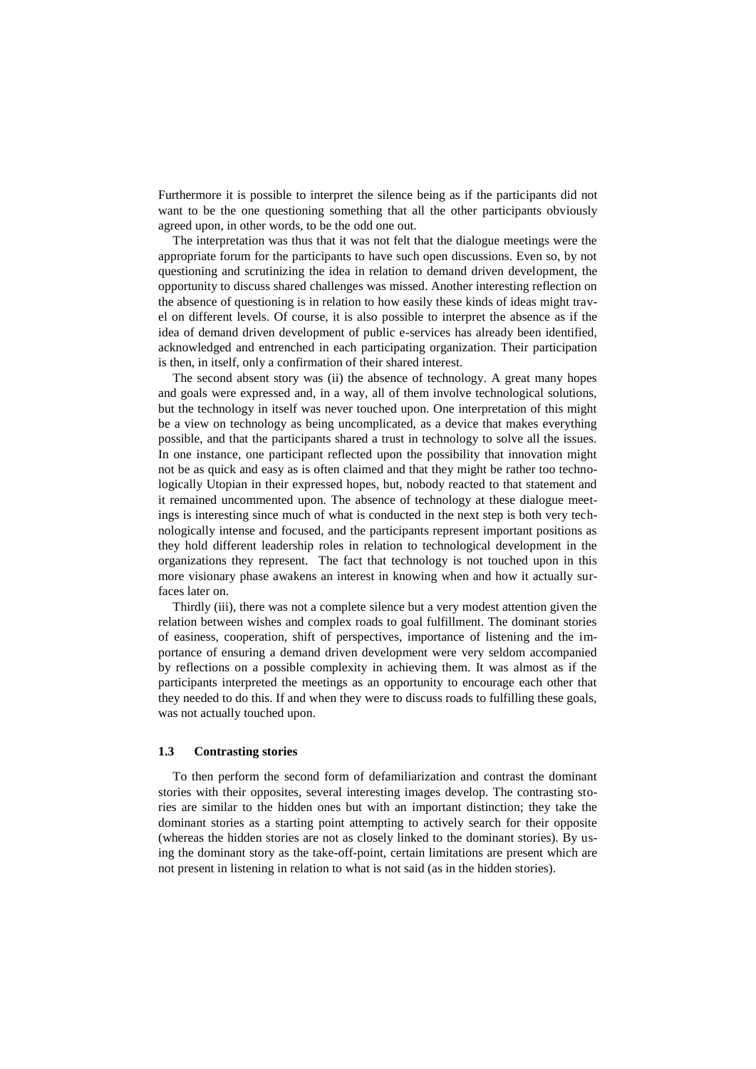Furthermore it is possible to interpret the silence being as if the participants did not want to be the one questioning something that all the other participants obviously agreed upon, in other words, to be the odd one out.

The interpretation was thus that it was not felt that the dialogue meetings were the appropriate forum for the participants to have such open discussions. Even so, by not questioning and scrutinizing the idea in relation to demand driven development, the opportunity to discuss shared challenges was missed. Another interesting reflection on the absence of questioning is in relation to how easily these kinds of ideas might travel on different levels. Of course, it is also possible to interpret the absence as if the idea of demand driven development of public e-services has already been identified, acknowledged and entrenched in each participating organization. Their participation is then, in itself, only a confirmation of their shared interest.

The second absent story was (ii) the absence of technology. A great many hopes and goals were expressed and, in a way, all of them involve technological solutions, but the technology in itself was never touched upon. One interpretation of this might be a view on technology as being uncomplicated, as a device that makes everything possible, and that the participants shared a trust in technology to solve all the issues. In one instance, one participant reflected upon the possibility that innovation might not be as quick and easy as is often claimed and that they might be rather too technologically Utopian in their expressed hopes, but, nobody reacted to that statement and it remained uncommented upon. The absence of technology at these dialogue meetings is interesting since much of what is conducted in the next step is both very technologically intense and focused, and the participants represent important positions as they hold different leadership roles in relation to technological development in the organizations they represent. The fact that technology is not touched upon in this more visionary phase awakens an interest in knowing when and how it actually surfaces later on.

Thirdly (iii), there was not a complete silence but a very modest attention given the relation between wishes and complex roads to goal fulfillment. The dominant stories of easiness, cooperation, shift of perspectives, importance of listening and the importance of ensuring a demand driven development were very seldom accompanied by reflections on a possible complexity in achieving them. It was almost as if the participants interpreted the meetings as an opportunity to encourage each other that they needed to do this. If and when they were to discuss roads to fulfilling these goals, was not actually touched upon.

### 1.3 Contrasting stories

To then perform the second form of defamiliarization and contrast the dominant stories with their opposites, several interesting images develop. The contrasting stories are similar to the hidden ones but with an important distinction; they take the dominant stories as a starting point attempting to actively search for their opposite (whereas the hidden stories are not as closely linked to the dominant stories). By using the dominant story as the take-off-point, certain limitations are present which are not present in listening in relation to what is not said (as in the hidden stories).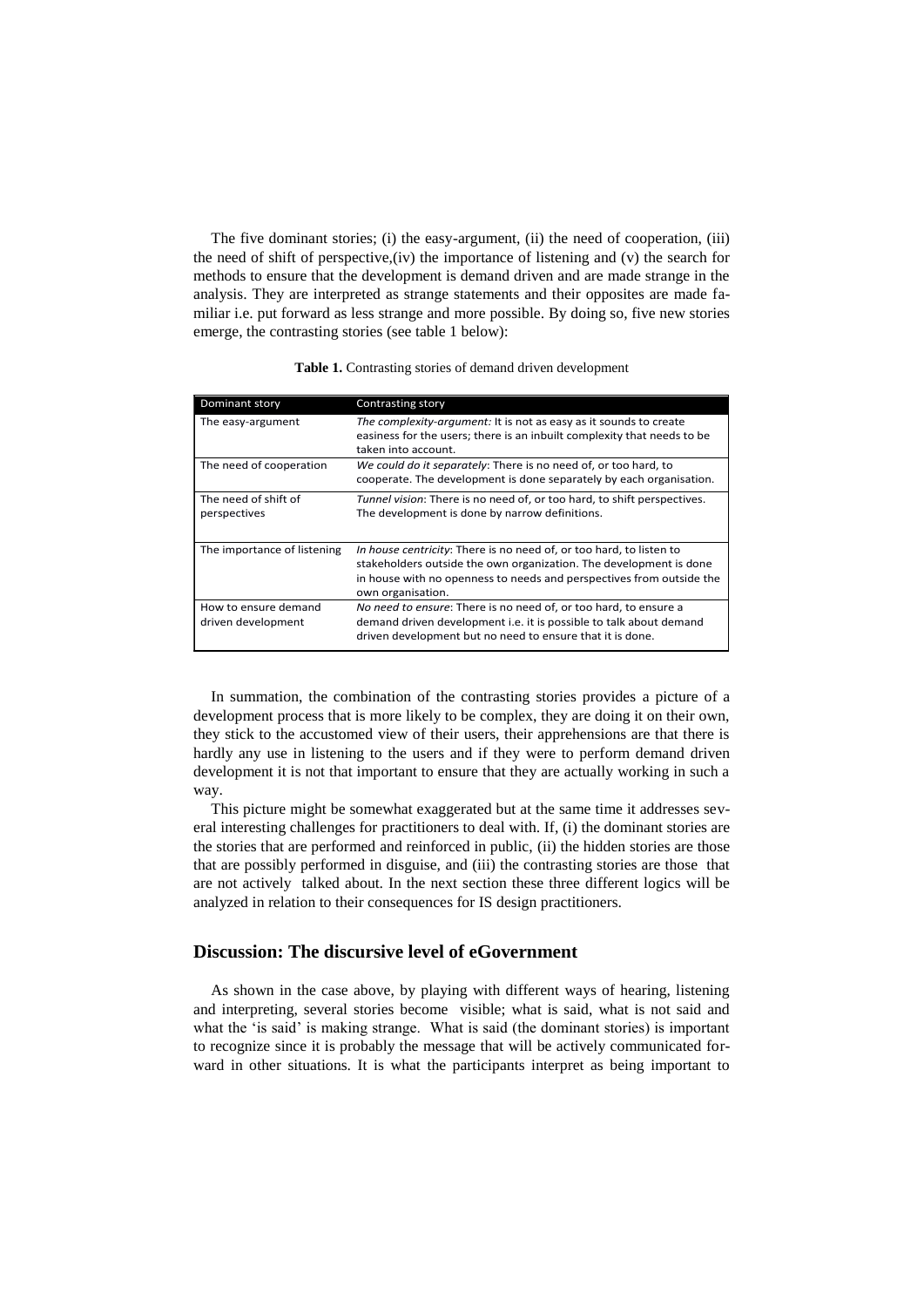The five dominant stories; (i) the easy-argument, (ii) the need of cooperation, (iii) the need of shift of perspective,(iv) the importance of listening and (v) the search for methods to ensure that the development is demand driven and are made strange in the analysis. They are interpreted as strange statements and their opposites are made familiar i.e. put forward as less strange and more possible. By doing so, five new stories emerge, the contrasting stories (see table 1 below):

**Table 1.** Contrasting stories of demand driven development

| Dominant story | Contrasting story |
|---|---|
| The easy-argument | *The complexity-argument:* It is not as easy as it sounds to create easiness for the users; there is an inbuilt complexity that needs to be taken into account. |
| The need of cooperation | *We could do it separately*: There is no need of, or too hard, to cooperate. The development is done separately by each organisation. |
| The need of shift of perspectives | *Tunnel vision*: There is no need of, or too hard, to shift perspectives. The development is done by narrow definitions. |
| The importance of listening | *In house centricity*: There is no need of, or too hard, to listen to stakeholders outside the own organization. The development is done in house with no openness to needs and perspectives from outside the own organisation. |
| How to ensure demand driven development | *No need to ensure*: There is no need of, or too hard, to ensure a demand driven development i.e. it is possible to talk about demand driven development but no need to ensure that it is done. |

In summation, the combination of the contrasting stories provides a picture of a development process that is more likely to be complex, they are doing it on their own, they stick to the accustomed view of their users, their apprehensions are that there is hardly any use in listening to the users and if they were to perform demand driven development it is not that important to ensure that they are actually working in such a way.

This picture might be somewhat exaggerated but at the same time it addresses several interesting challenges for practitioners to deal with. If, (i) the dominant stories are the stories that are performed and reinforced in public, (ii) the hidden stories are those that are possibly performed in disguise, and (iii) the contrasting stories are those that are not actively talked about. In the next section these three different logics will be analyzed in relation to their consequences for IS design practitioners.

## Discussion: The discursive level of eGovernment

As shown in the case above, by playing with different ways of hearing, listening and interpreting, several stories become visible; what is said, what is not said and what the 'is said' is making strange. What is said (the dominant stories) is important to recognize since it is probably the message that will be actively communicated forward in other situations. It is what the participants interpret as being important to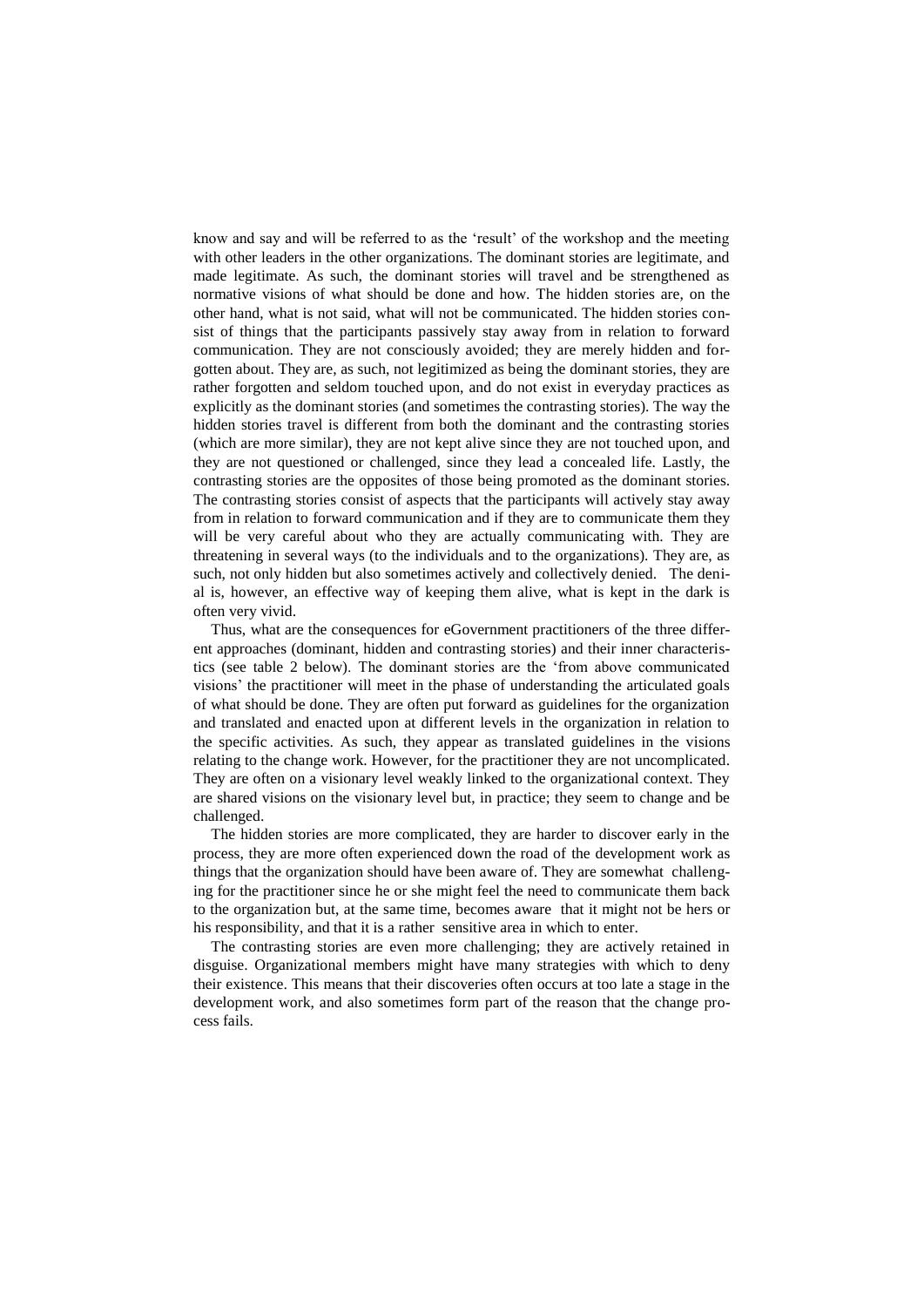know and say and will be referred to as the 'result' of the workshop and the meeting with other leaders in the other organizations. The dominant stories are legitimate, and made legitimate. As such, the dominant stories will travel and be strengthened as normative visions of what should be done and how. The hidden stories are, on the other hand, what is not said, what will not be communicated. The hidden stories consist of things that the participants passively stay away from in relation to forward communication. They are not consciously avoided; they are merely hidden and forgotten about. They are, as such, not legitimized as being the dominant stories, they are rather forgotten and seldom touched upon, and do not exist in everyday practices as explicitly as the dominant stories (and sometimes the contrasting stories). The way the hidden stories travel is different from both the dominant and the contrasting stories (which are more similar), they are not kept alive since they are not touched upon, and they are not questioned or challenged, since they lead a concealed life. Lastly, the contrasting stories are the opposites of those being promoted as the dominant stories. The contrasting stories consist of aspects that the participants will actively stay away from in relation to forward communication and if they are to communicate them they will be very careful about who they are actually communicating with. They are threatening in several ways (to the individuals and to the organizations). They are, as such, not only hidden but also sometimes actively and collectively denied. The denial is, however, an effective way of keeping them alive, what is kept in the dark is often very vivid.

Thus, what are the consequences for eGovernment practitioners of the three different approaches (dominant, hidden and contrasting stories) and their inner characteristics (see table 2 below). The dominant stories are the 'from above communicated visions' the practitioner will meet in the phase of understanding the articulated goals of what should be done. They are often put forward as guidelines for the organization and translated and enacted upon at different levels in the organization in relation to the specific activities. As such, they appear as translated guidelines in the visions relating to the change work. However, for the practitioner they are not uncomplicated. They are often on a visionary level weakly linked to the organizational context. They are shared visions on the visionary level but, in practice; they seem to change and be challenged.

The hidden stories are more complicated, they are harder to discover early in the process, they are more often experienced down the road of the development work as things that the organization should have been aware of. They are somewhat challenging for the practitioner since he or she might feel the need to communicate them back to the organization but, at the same time, becomes aware that it might not be hers or his responsibility, and that it is a rather sensitive area in which to enter.

The contrasting stories are even more challenging; they are actively retained in disguise. Organizational members might have many strategies with which to deny their existence. This means that their discoveries often occurs at too late a stage in the development work, and also sometimes form part of the reason that the change process fails.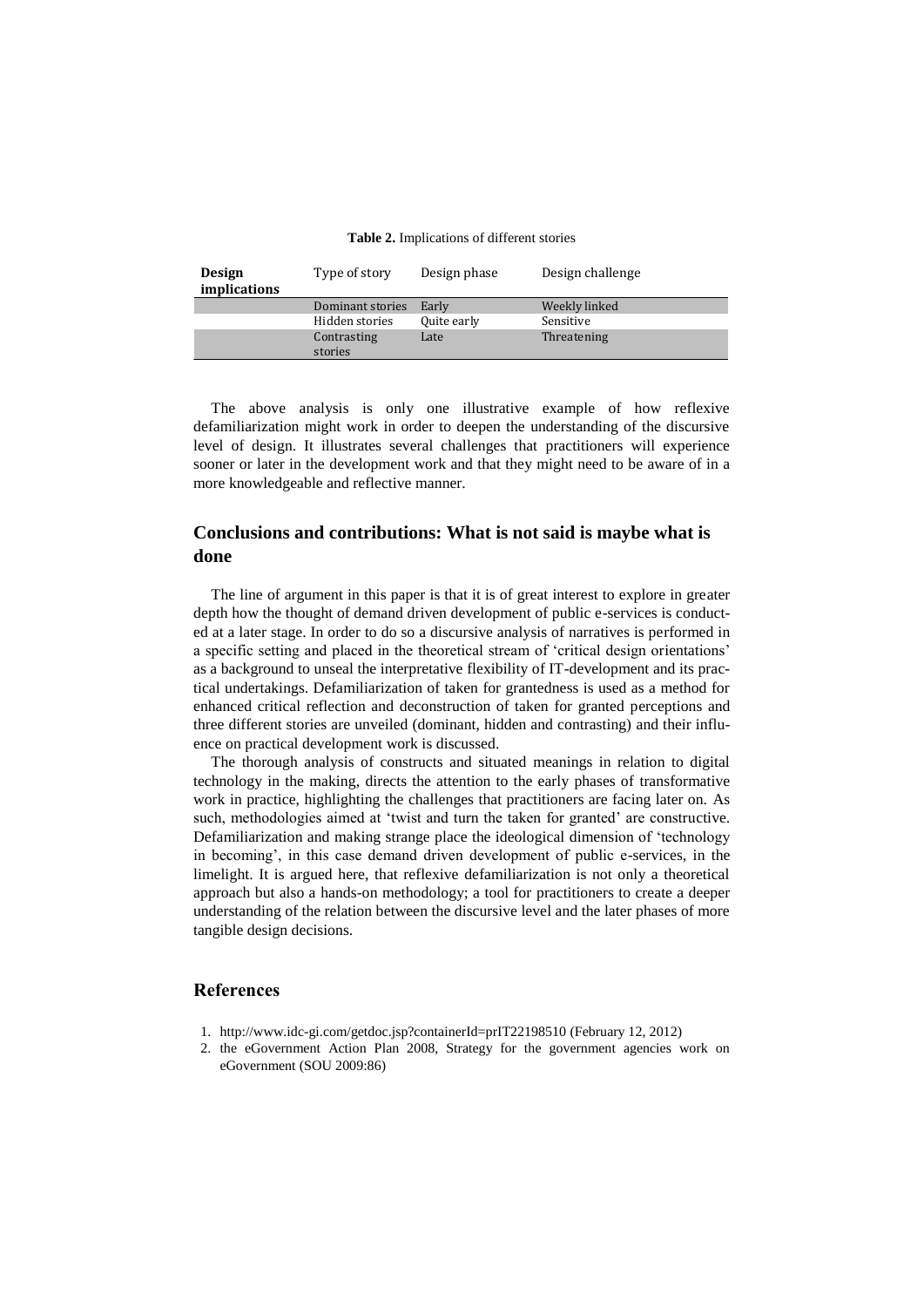**Table 2.** Implications of different stories

| Design implications | Type of story | Design phase | Design challenge |
|---|---|---|---|
| | Dominant stories | Early | Weekly linked |
| | Hidden stories | Quite early | Sensitive |
| | Contrasting stories | Late | Threatening |

The above analysis is only one illustrative example of how reflexive defamiliarization might work in order to deepen the understanding of the discursive level of design. It illustrates several challenges that practitioners will experience sooner or later in the development work and that they might need to be aware of in a more knowledgeable and reflective manner.

## Conclusions and contributions: What is not said is maybe what is done

The line of argument in this paper is that it is of great interest to explore in greater depth how the thought of demand driven development of public e-services is conducted at a later stage. In order to do so a discursive analysis of narratives is performed in a specific setting and placed in the theoretical stream of 'critical design orientations' as a background to unseal the interpretative flexibility of IT-development and its practical undertakings. Defamiliarization of taken for grantedness is used as a method for enhanced critical reflection and deconstruction of taken for granted perceptions and three different stories are unveiled (dominant, hidden and contrasting) and their influence on practical development work is discussed.

The thorough analysis of constructs and situated meanings in relation to digital technology in the making, directs the attention to the early phases of transformative work in practice, highlighting the challenges that practitioners are facing later on. As such, methodologies aimed at 'twist and turn the taken for granted' are constructive. Defamiliarization and making strange place the ideological dimension of 'technology in becoming', in this case demand driven development of public e-services, in the limelight. It is argued here, that reflexive defamiliarization is not only a theoretical approach but also a hands-on methodology; a tool for practitioners to create a deeper understanding of the relation between the discursive level and the later phases of more tangible design decisions.

## References

1. http://www.idc-gi.com/getdoc.jsp?containerId=prIT22198510 (February 12, 2012)
2. the eGovernment Action Plan 2008, Strategy for the government agencies work on eGovernment (SOU 2009:86)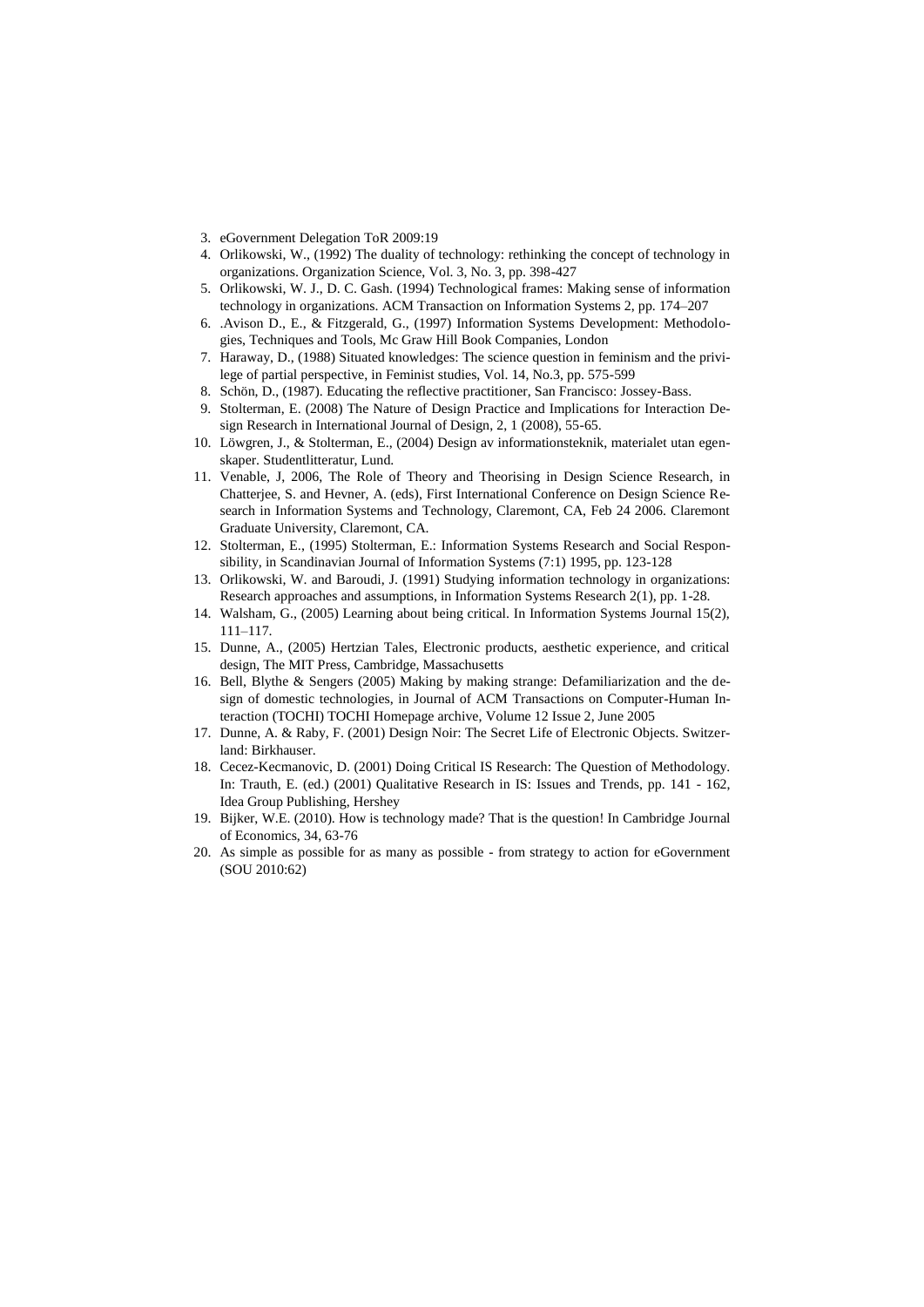3. eGovernment Delegation ToR 2009:19
4. Orlikowski, W., (1992) The duality of technology: rethinking the concept of technology in organizations. Organization Science, Vol. 3, No. 3, pp. 398-427
5. Orlikowski, W. J., D. C. Gash. (1994) Technological frames: Making sense of information technology in organizations. ACM Transaction on Information Systems 2, pp. 174–207
6. .Avison D., E., & Fitzgerald, G., (1997) Information Systems Development: Methodologies, Techniques and Tools, Mc Graw Hill Book Companies, London
7. Haraway, D., (1988) Situated knowledges: The science question in feminism and the privilege of partial perspective, in Feminist studies, Vol. 14, No.3, pp. 575-599
8. Schön, D., (1987). Educating the reflective practitioner, San Francisco: Jossey-Bass.
9. Stolterman, E. (2008) The Nature of Design Practice and Implications for Interaction Design Research in International Journal of Design, 2, 1 (2008), 55-65.
10. Löwgren, J., & Stolterman, E., (2004) Design av informationsteknik, materialet utan egenskaper. Studentlitteratur, Lund.
11. Venable, J, 2006, The Role of Theory and Theorising in Design Science Research, in Chatterjee, S. and Hevner, A. (eds), First International Conference on Design Science Research in Information Systems and Technology, Claremont, CA, Feb 24 2006. Claremont Graduate University, Claremont, CA.
12. Stolterman, E., (1995) Stolterman, E.: Information Systems Research and Social Responsibility, in Scandinavian Journal of Information Systems (7:1) 1995, pp. 123-128
13. Orlikowski, W. and Baroudi, J. (1991) Studying information technology in organizations: Research approaches and assumptions, in Information Systems Research 2(1), pp. 1-28.
14. Walsham, G., (2005) Learning about being critical. In Information Systems Journal 15(2), 111–117.
15. Dunne, A., (2005) Hertzian Tales, Electronic products, aesthetic experience, and critical design, The MIT Press, Cambridge, Massachusetts
16. Bell, Blythe & Sengers (2005) Making by making strange: Defamiliarization and the design of domestic technologies, in Journal of ACM Transactions on Computer-Human Interaction (TOCHI) TOCHI Homepage archive, Volume 12 Issue 2, June 2005
17. Dunne, A. & Raby, F. (2001) Design Noir: The Secret Life of Electronic Objects. Switzerland: Birkhauser.
18. Cecez-Kecmanovic, D. (2001) Doing Critical IS Research: The Question of Methodology. In: Trauth, E. (ed.) (2001) Qualitative Research in IS: Issues and Trends, pp. 141 - 162, Idea Group Publishing, Hershey
19. Bijker, W.E. (2010). How is technology made? That is the question! In Cambridge Journal of Economics, 34, 63-76
20. As simple as possible for as many as possible - from strategy to action for eGovernment (SOU 2010:62)